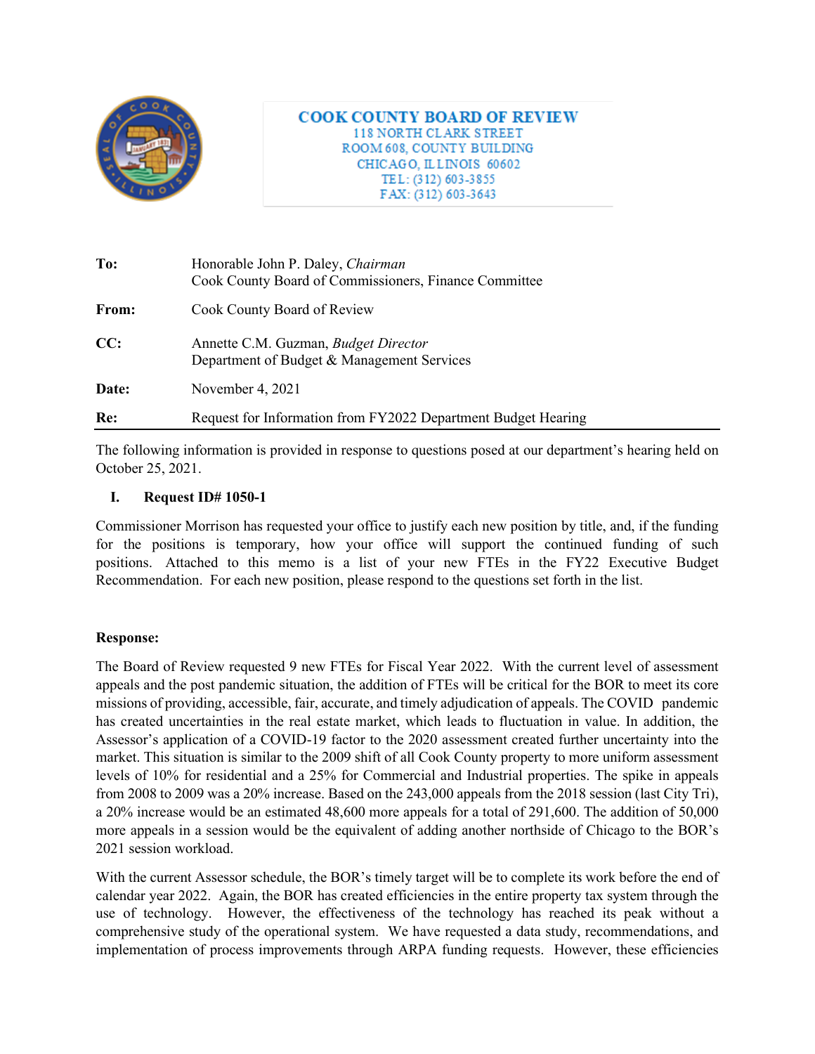**COOK COUNTY BOARD OF REVIEW**
118 NORTH CLARK STREET
ROOM 608, COUNTY BUILDING
CHICAGO, ILLINOIS 60602
TEL: (312) 603-3855
FAX: (312) 603-3643

| | |
|---|---|
| **To:** | Honorable John P. Daley, *Chairman*<br>Cook County Board of Commissioners, Finance Committee |
| **From:** | Cook County Board of Review |
| **CC:** | Annette C.M. Guzman, *Budget Director*<br>Department of Budget & Management Services |
| **Date:** | November 4, 2021 |
| **Re:** | Request for Information from FY2022 Department Budget Hearing |

The following information is provided in response to questions posed at our department's hearing held on October 25, 2021.

## I. Request ID# 1050-1

Commissioner Morrison has requested your office to justify each new position by title, and, if the funding for the positions is temporary, how your office will support the continued funding of such positions. Attached to this memo is a list of your new FTEs in the FY22 Executive Budget Recommendation. For each new position, please respond to the questions set forth in the list.

**Response:**

The Board of Review requested 9 new FTEs for Fiscal Year 2022. With the current level of assessment appeals and the post pandemic situation, the addition of FTEs will be critical for the BOR to meet its core missions of providing, accessible, fair, accurate, and timely adjudication of appeals. The COVID pandemic has created uncertainties in the real estate market, which leads to fluctuation in value. In addition, the Assessor's application of a COVID-19 factor to the 2020 assessment created further uncertainty into the market. This situation is similar to the 2009 shift of all Cook County property to more uniform assessment levels of 10% for residential and a 25% for Commercial and Industrial properties. The spike in appeals from 2008 to 2009 was a 20% increase. Based on the 243,000 appeals from the 2018 session (last City Tri), a 20% increase would be an estimated 48,600 more appeals for a total of 291,600. The addition of 50,000 more appeals in a session would be the equivalent of adding another northside of Chicago to the BOR's 2021 session workload.

With the current Assessor schedule, the BOR's timely target will be to complete its work before the end of calendar year 2022. Again, the BOR has created efficiencies in the entire property tax system through the use of technology. However, the effectiveness of the technology has reached its peak without a comprehensive study of the operational system. We have requested a data study, recommendations, and implementation of process improvements through ARPA funding requests. However, these efficiencies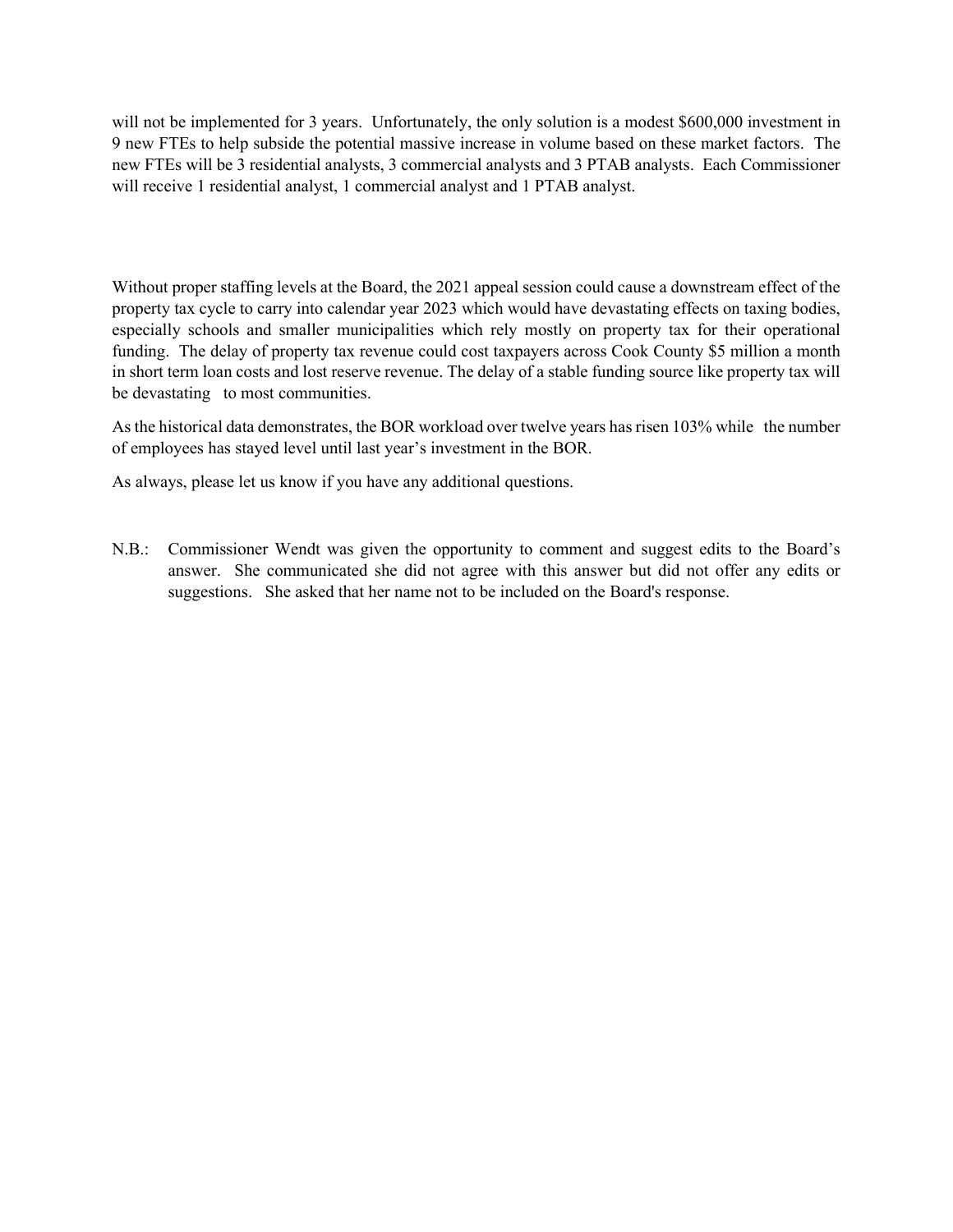will not be implemented for 3 years. Unfortunately, the only solution is a modest $600,000 investment in 9 new FTEs to help subside the potential massive increase in volume based on these market factors. The new FTEs will be 3 residential analysts, 3 commercial analysts and 3 PTAB analysts. Each Commissioner will receive 1 residential analyst, 1 commercial analyst and 1 PTAB analyst.

Without proper staffing levels at the Board, the 2021 appeal session could cause a downstream effect of the property tax cycle to carry into calendar year 2023 which would have devastating effects on taxing bodies, especially schools and smaller municipalities which rely mostly on property tax for their operational funding. The delay of property tax revenue could cost taxpayers across Cook County $5 million a month in short term loan costs and lost reserve revenue. The delay of a stable funding source like property tax will be devastating to most communities.

As the historical data demonstrates, the BOR workload over twelve years has risen 103% while the number of employees has stayed level until last year's investment in the BOR.

As always, please let us know if you have any additional questions.

N.B.: Commissioner Wendt was given the opportunity to comment and suggest edits to the Board's answer. She communicated she did not agree with this answer but did not offer any edits or suggestions. She asked that her name not to be included on the Board's response.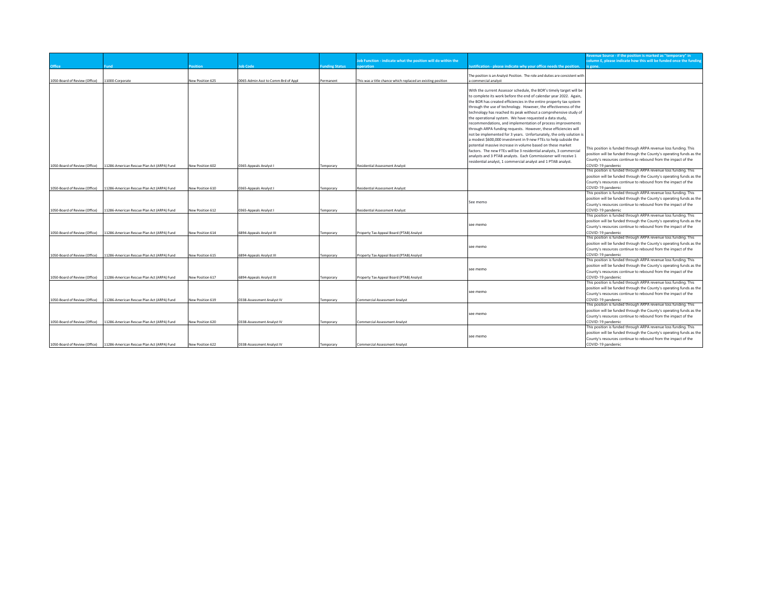| Office | Fund | Position | Job Code | Funding Status | Job Function - indicate what the position will do within the operation | Justification - please indicate why your office needs the position. | Revenue Source - if the position is marked as "temporary" in column E, please indicate how this will be funded once the funding is gone. |
|---|---|---|---|---|---|---|---|
| 1050-Board of Review (Office) | 11000-Corporate | New Position 625 | 0065-Admin Asst to Comm Brd of Appl | Permanent | This was a title chance which replaced an existing position | The position is an Analyst Position. The role and duties are consistent with a commercial analyst | |
| 1050-Board of Review (Office) | 11286-American Rescue Plan Act (ARPA) Fund | New Position 602 | 0365-Appeals Analyst I | Temporary | Residential Assessment Analyst | With the current Assessor schedule, the BOR's timely target will be to complete its work before the end of calendar year 2022. Again, the BOR has created efficiencies in the entire property tax system through the use of technology. However, the effectiveness of the technology has reached its peak without a comprehensive study of the operational system. We have requested a data study, recommendations, and implementation of process improvements through ARPA funding requests. However, these efficiencies will not be implemented for 3 years. Unfortunately, the only solution is a modest $600,000 investment in 9 new FTEs to help subside the potential massive increase in volume based on these market factors. The new FTEs will be 3 residential analysts, 3 commercial analysts and 3 PTAB analysts. Each Commissioner will receive 1 residential analyst, 1 commercial analyst and 1 PTAB analyst. | This position is funded through ARPA revenue loss funding. This position will be funded through the County's operating funds as the County's resources continue to rebound from the impact of the COVID-19 pandemic |
| 1050-Board of Review (Office) | 11286-American Rescue Plan Act (ARPA) Fund | New Position 610 | 0365-Appeals Analyst I | Temporary | Residential Assessment Analyst | | This position is funded through ARPA revenue loss funding. This position will be funded through the County's operating funds as the County's resources continue to rebound from the impact of the COVID-19 pandemic |
| 1050-Board of Review (Office) | 11286-American Rescue Plan Act (ARPA) Fund | New Position 612 | 0365-Appeals Analyst I | Temporary | Residential Assessment Analyst | See memo | This position is funded through ARPA revenue loss funding. This position will be funded through the County's operating funds as the County's resources continue to rebound from the impact of the COVID-19 pandemic |
| 1050-Board of Review (Office) | 11286-American Rescue Plan Act (ARPA) Fund | New Position 614 | 6894-Appeals Analyst III | Temporary | Property Tax Appeal Board (PTAB) Analyst | see memo | This position is funded through ARPA revenue loss funding. This position will be funded through the County's operating funds as the County's resources continue to rebound from the impact of the COVID-19 pandemic |
| 1050-Board of Review (Office) | 11286-American Rescue Plan Act (ARPA) Fund | New Position 615 | 6894-Appeals Analyst III | Temporary | Property Tax Appeal Board (PTAB) Analyst | see memo | This position is funded through ARPA revenue loss funding. This position will be funded through the County's operating funds as the County's resources continue to rebound from the impact of the COVID-19 pandemic |
| 1050-Board of Review (Office) | 11286-American Rescue Plan Act (ARPA) Fund | New Position 617 | 6894-Appeals Analyst III | Temporary | Property Tax Appeal Board (PTAB) Analyst | see memo | This position is funded through ARPA revenue loss funding. This position will be funded through the County's operating funds as the County's resources continue to rebound from the impact of the COVID-19 pandemic |
| 1050-Board of Review (Office) | 11286-American Rescue Plan Act (ARPA) Fund | New Position 619 | 0338-Assessment Analyst IV | Temporary | Commercial Assessment Analyst | see memo | This position is funded through ARPA revenue loss funding. This position will be funded through the County's operating funds as the County's resources continue to rebound from the impact of the COVID-19 pandemic |
| 1050-Board of Review (Office) | 11286-American Rescue Plan Act (ARPA) Fund | New Position 620 | 0338-Assessment Analyst IV | Temporary | Commercial Assessment Analyst | see memo | This position is funded through ARPA revenue loss funding. This position will be funded through the County's operating funds as the County's resources continue to rebound from the impact of the COVID-19 pandemic |
| 1050-Board of Review (Office) | 11286-American Rescue Plan Act (ARPA) Fund | New Position 622 | 0338-Assessment Analyst IV | Temporary | Commercial Assessment Analyst | see memo | This position is funded through ARPA revenue loss funding. This position will be funded through the County's operating funds as the County's resources continue to rebound from the impact of the COVID-19 pandemic |